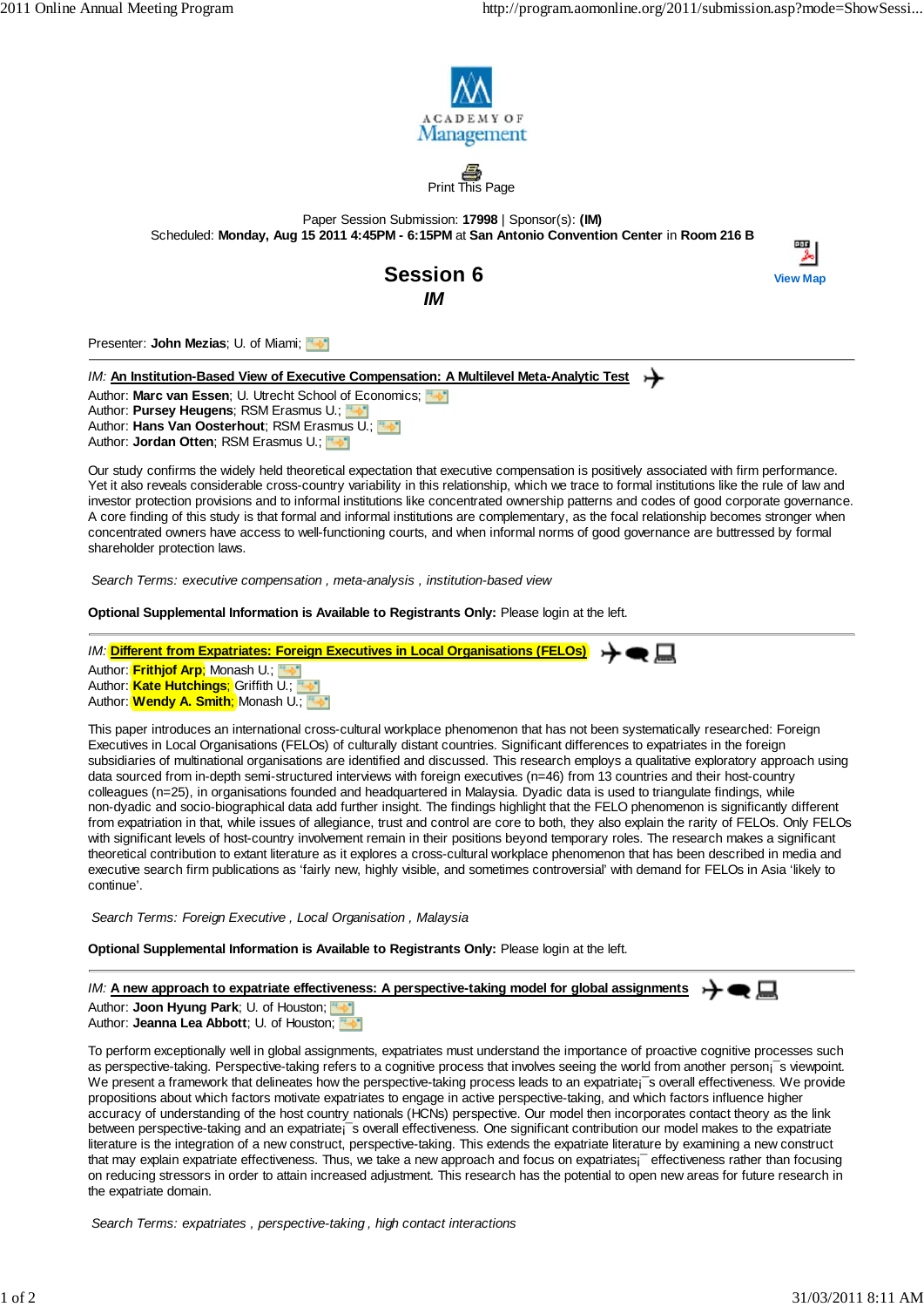ACADEMY OF Management

Print This Page

Paper Session Submission: **17998** | Sponsor(s): **(IM)**

Scheduled: **Monday, Aug 15 2011 4:45PM - 6:15PM** at **San Antonio Convention Center** in **Room 216 B**

View Map

## Session 6

### *IM*

Presenter: **John Mezias**; U. of Miami;

---

*IM:* **An Institution-Based View of Executive Compensation: A Multilevel Meta-Analytic Test**

Author: **Marc van Essen**; U. Utrecht School of Economics;
Author: **Pursey Heugens**; RSM Erasmus U.;
Author: **Hans Van Oosterhout**; RSM Erasmus U.;
Author: **Jordan Otten**; RSM Erasmus U.;

Our study confirms the widely held theoretical expectation that executive compensation is positively associated with firm performance. Yet it also reveals considerable cross-country variability in this relationship, which we trace to formal institutions like the rule of law and investor protection provisions and to informal institutions like concentrated ownership patterns and codes of good corporate governance. A core finding of this study is that formal and informal institutions are complementary, as the focal relationship becomes stronger when concentrated owners have access to well-functioning courts, and when informal norms of good governance are buttressed by formal shareholder protection laws.

*Search Terms: executive compensation , meta-analysis , institution-based view*

**Optional Supplemental Information is Available to Registrants Only:** Please login at the left.

---

*IM:* **Different from Expatriates: Foreign Executives in Local Organisations (FELOs)**

Author: **Frithjof Arp**; Monash U.;
Author: **Kate Hutchings**; Griffith U.;
Author: **Wendy A. Smith**; Monash U.;

This paper introduces an international cross-cultural workplace phenomenon that has not been systematically researched: Foreign Executives in Local Organisations (FELOs) of culturally distant countries. Significant differences to expatriates in the foreign subsidiaries of multinational organisations are identified and discussed. This research employs a qualitative exploratory approach using data sourced from in-depth semi-structured interviews with foreign executives (n=46) from 13 countries and their host-country colleagues (n=25), in organisations founded and headquartered in Malaysia. Dyadic data is used to triangulate findings, while non-dyadic and socio-biographical data add further insight. The findings highlight that the FELO phenomenon is significantly different from expatriation in that, while issues of allegiance, trust and control are core to both, they also explain the rarity of FELOs. Only FELOs with significant levels of host-country involvement remain in their positions beyond temporary roles. The research makes a significant theoretical contribution to extant literature as it explores a cross-cultural workplace phenomenon that has been described in media and executive search firm publications as 'fairly new, highly visible, and sometimes controversial' with demand for FELOs in Asia 'likely to continue'.

*Search Terms: Foreign Executive , Local Organisation , Malaysia*

**Optional Supplemental Information is Available to Registrants Only:** Please login at the left.

---

*IM:* **A new approach to expatriate effectiveness: A perspective-taking model for global assignments**

Author: **Joon Hyung Park**; U. of Houston;
Author: **Jeanna Lea Abbott**; U. of Houston;

To perform exceptionally well in global assignments, expatriates must understand the importance of proactive cognitive processes such as perspective-taking. Perspective-taking refers to a cognitive process that involves seeing the world from another person¡¯s viewpoint. We present a framework that delineates how the perspective-taking process leads to an expatriate¡¯s overall effectiveness. We provide propositions about which factors motivate expatriates to engage in active perspective-taking, and which factors influence higher accuracy of understanding of the host country nationals (HCNs) perspective. Our model then incorporates contact theory as the link between perspective-taking and an expatriate¡¯s overall effectiveness. One significant contribution our model makes to the expatriate literature is the integration of a new construct, perspective-taking. This extends the expatriate literature by examining a new construct that may explain expatriate effectiveness. Thus, we take a new approach and focus on expatriates¡¯ effectiveness rather than focusing on reducing stressors in order to attain increased adjustment. This research has the potential to open new areas for future research in the expatriate domain.

*Search Terms: expatriates , perspective-taking , high contact interactions*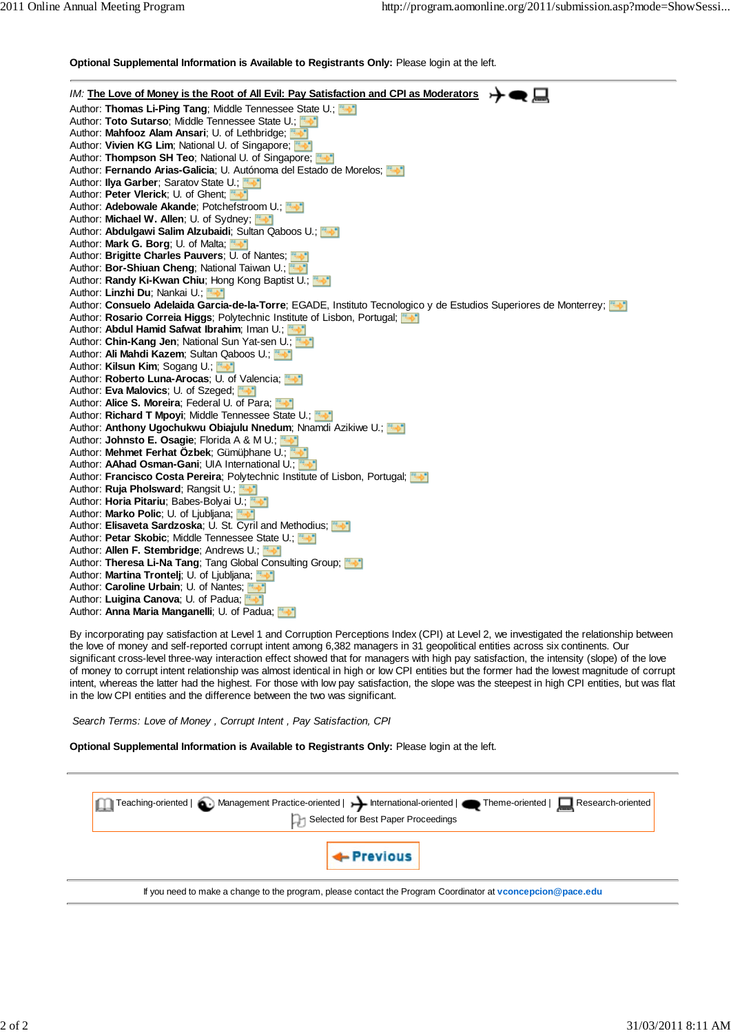**Optional Supplemental Information is Available to Registrants Only:** Please login at the left.

*IM:* **The Love of Money is the Root of All Evil: Pay Satisfaction and CPI as Moderators**

Author: **Thomas Li-Ping Tang**; Middle Tennessee State U.;
Author: **Toto Sutarso**; Middle Tennessee State U.;
Author: **Mahfooz Alam Ansari**; U. of Lethbridge;
Author: **Vivien KG Lim**; National U. of Singapore;
Author: **Thompson SH Teo**; National U. of Singapore;
Author: **Fernando Arias-Galicia**; U. Autónoma del Estado de Morelos;
Author: **Ilya Garber**; Saratov State U.;
Author: **Peter Vlerick**; U. of Ghent;
Author: **Adebowale Akande**; Potchefstroom U.;
Author: **Michael W. Allen**; U. of Sydney;
Author: **Abdulgawi Salim Alzubaidi**; Sultan Qaboos U.;
Author: **Mark G. Borg**; U. of Malta;
Author: **Brigitte Charles Pauvers**; U. of Nantes;
Author: **Bor-Shiuan Cheng**; National Taiwan U.;
Author: **Randy Ki-Kwan Chiu**; Hong Kong Baptist U.;
Author: **Linzhi Du**; Nankai U.;
Author: **Consuelo Adelaida Garcia-de-la-Torre**; EGADE, Instituto Tecnologico y de Estudios Superiores de Monterrey;
Author: **Rosario Correia Higgs**; Polytechnic Institute of Lisbon, Portugal;
Author: **Abdul Hamid Safwat Ibrahim**; Iman U.;
Author: **Chin-Kang Jen**; National Sun Yat-sen U.;
Author: **Ali Mahdi Kazem**; Sultan Qaboos U.;
Author: **Kilsun Kim**; Sogang U.;
Author: **Roberto Luna-Arocas**; U. of Valencia;
Author: **Eva Malovics**; U. of Szeged;
Author: **Alice S. Moreira**; Federal U. of Para;
Author: **Richard T Mpoyi**; Middle Tennessee State U.;
Author: **Anthony Ugochukwu Obiajulu Nnedum**; Nnamdi Azikiwe U.;
Author: **Johnsto E. Osagie**; Florida A & M U.;
Author: **Mehmet Ferhat Özbek**; Gümüþhane U.;
Author: **AAhad Osman-Gani**; UIA International U.;
Author: **Francisco Costa Pereira**; Polytechnic Institute of Lisbon, Portugal;
Author: **Ruja Pholsward**; Rangsit U.;
Author: **Horia Pitariu**; Babes-Bolyai U.;
Author: **Marko Polic**; U. of Ljubljana;
Author: **Elisaveta Sardzoska**; U. St. Cyril and Methodius;
Author: **Petar Skobic**; Middle Tennessee State U.;
Author: **Allen F. Stembridge**; Andrews U.;
Author: **Theresa Li-Na Tang**; Tang Global Consulting Group;
Author: **Martina Trontelj**; U. of Ljubljana;
Author: **Caroline Urbain**; U. of Nantes;
Author: **Luigina Canova**; U. of Padua;
Author: **Anna Maria Manganelli**; U. of Padua;

By incorporating pay satisfaction at Level 1 and Corruption Perceptions Index (CPI) at Level 2, we investigated the relationship between the love of money and self-reported corrupt intent among 6,382 managers in 31 geopolitical entities across six continents. Our significant cross-level three-way interaction effect showed that for managers with high pay satisfaction, the intensity (slope) of the love of money to corrupt intent relationship was almost identical in high or low CPI entities but the former had the lowest magnitude of corrupt intent, whereas the latter had the highest. For those with low pay satisfaction, the slope was the steepest in high CPI entities, but was flat in the low CPI entities and the difference between the two was significant.

*Search Terms: Love of Money , Corrupt Intent , Pay Satisfaction, CPI*

**Optional Supplemental Information is Available to Registrants Only:** Please login at the left.

Teaching-oriented | Management Practice-oriented | International-oriented | Theme-oriented | Research-oriented
Selected for Best Paper Proceedings

Previous

If you need to make a change to the program, please contact the Program Coordinator at **vconcepcion@pace.edu**